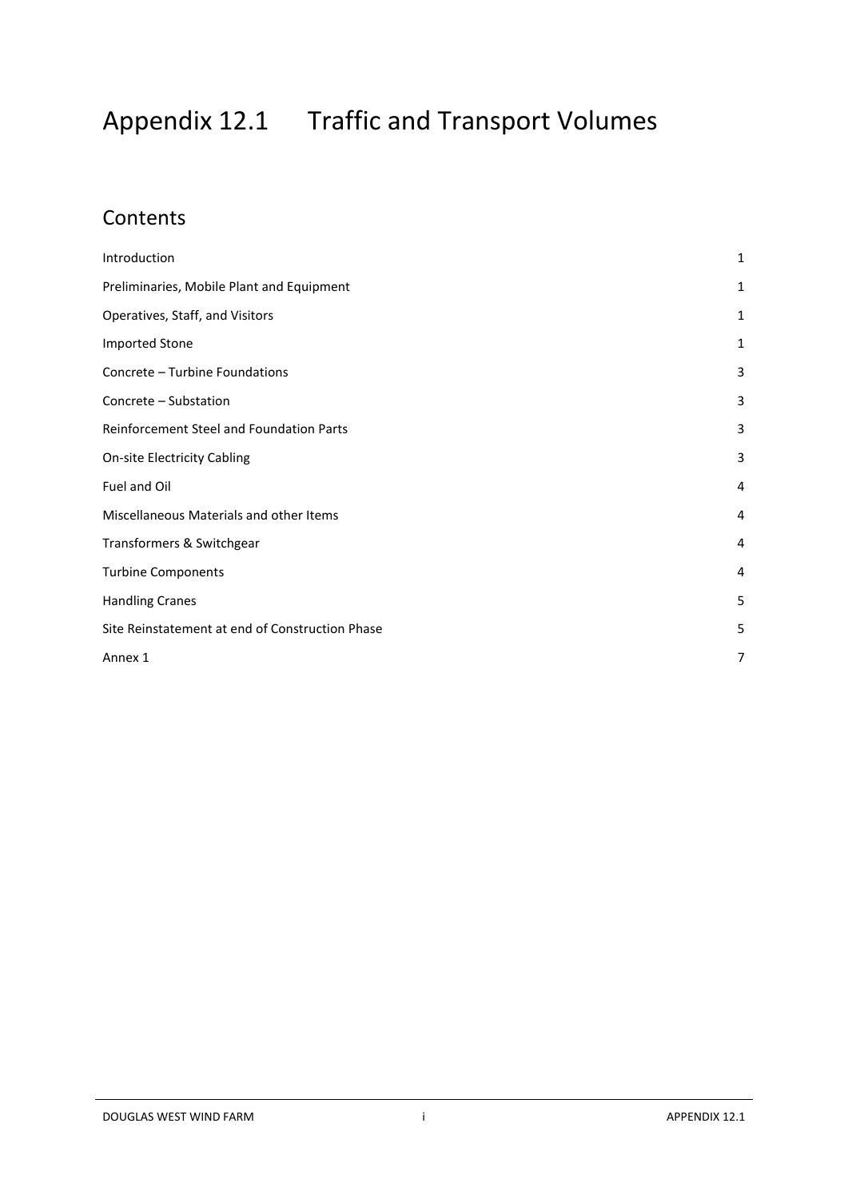# Appendix 12.1 Traffic and Transport Volumes

## Contents

| | |
|---|---|
| Introduction | 1 |
| Preliminaries, Mobile Plant and Equipment | 1 |
| Operatives, Staff, and Visitors | 1 |
| Imported Stone | 1 |
| Concrete – Turbine Foundations | 3 |
| Concrete – Substation | 3 |
| Reinforcement Steel and Foundation Parts | 3 |
| On-site Electricity Cabling | 3 |
| Fuel and Oil | 4 |
| Miscellaneous Materials and other Items | 4 |
| Transformers & Switchgear | 4 |
| Turbine Components | 4 |
| Handling Cranes | 5 |
| Site Reinstatement at end of Construction Phase | 5 |
| Annex 1 | 7 |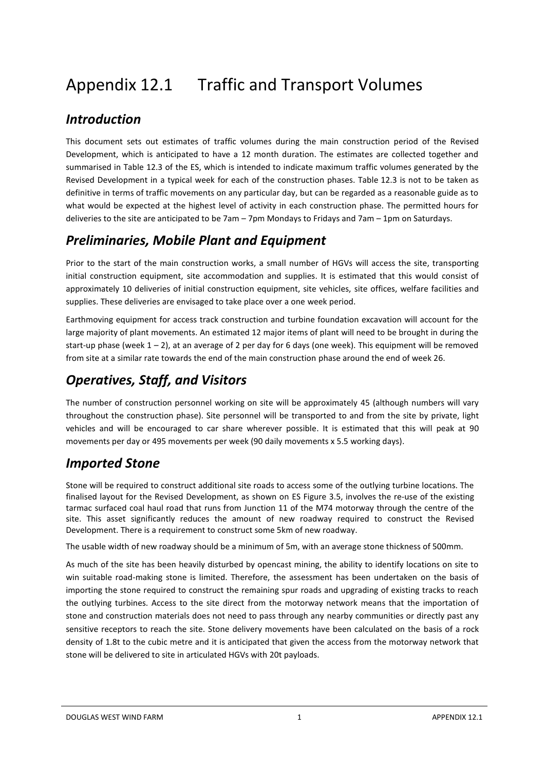# Appendix 12.1 Traffic and Transport Volumes

## *Introduction*

This document sets out estimates of traffic volumes during the main construction period of the Revised Development, which is anticipated to have a 12 month duration. The estimates are collected together and summarised in Table 12.3 of the ES, which is intended to indicate maximum traffic volumes generated by the Revised Development in a typical week for each of the construction phases. Table 12.3 is not to be taken as definitive in terms of traffic movements on any particular day, but can be regarded as a reasonable guide as to what would be expected at the highest level of activity in each construction phase. The permitted hours for deliveries to the site are anticipated to be 7am – 7pm Mondays to Fridays and 7am – 1pm on Saturdays.

## *Preliminaries, Mobile Plant and Equipment*

Prior to the start of the main construction works, a small number of HGVs will access the site, transporting initial construction equipment, site accommodation and supplies. It is estimated that this would consist of approximately 10 deliveries of initial construction equipment, site vehicles, site offices, welfare facilities and supplies. These deliveries are envisaged to take place over a one week period.

Earthmoving equipment for access track construction and turbine foundation excavation will account for the large majority of plant movements. An estimated 12 major items of plant will need to be brought in during the start-up phase (week 1 – 2), at an average of 2 per day for 6 days (one week). This equipment will be removed from site at a similar rate towards the end of the main construction phase around the end of week 26.

## *Operatives, Staff, and Visitors*

The number of construction personnel working on site will be approximately 45 (although numbers will vary throughout the construction phase). Site personnel will be transported to and from the site by private, light vehicles and will be encouraged to car share wherever possible. It is estimated that this will peak at 90 movements per day or 495 movements per week (90 daily movements x 5.5 working days).

## *Imported Stone*

Stone will be required to construct additional site roads to access some of the outlying turbine locations. The finalised layout for the Revised Development, as shown on ES Figure 3.5, involves the re-use of the existing tarmac surfaced coal haul road that runs from Junction 11 of the M74 motorway through the centre of the site. This asset significantly reduces the amount of new roadway required to construct the Revised Development. There is a requirement to construct some 5km of new roadway.

The usable width of new roadway should be a minimum of 5m, with an average stone thickness of 500mm.

As much of the site has been heavily disturbed by opencast mining, the ability to identify locations on site to win suitable road-making stone is limited. Therefore, the assessment has been undertaken on the basis of importing the stone required to construct the remaining spur roads and upgrading of existing tracks to reach the outlying turbines. Access to the site direct from the motorway network means that the importation of stone and construction materials does not need to pass through any nearby communities or directly past any sensitive receptors to reach the site. Stone delivery movements have been calculated on the basis of a rock density of 1.8t to the cubic metre and it is anticipated that given the access from the motorway network that stone will be delivered to site in articulated HGVs with 20t payloads.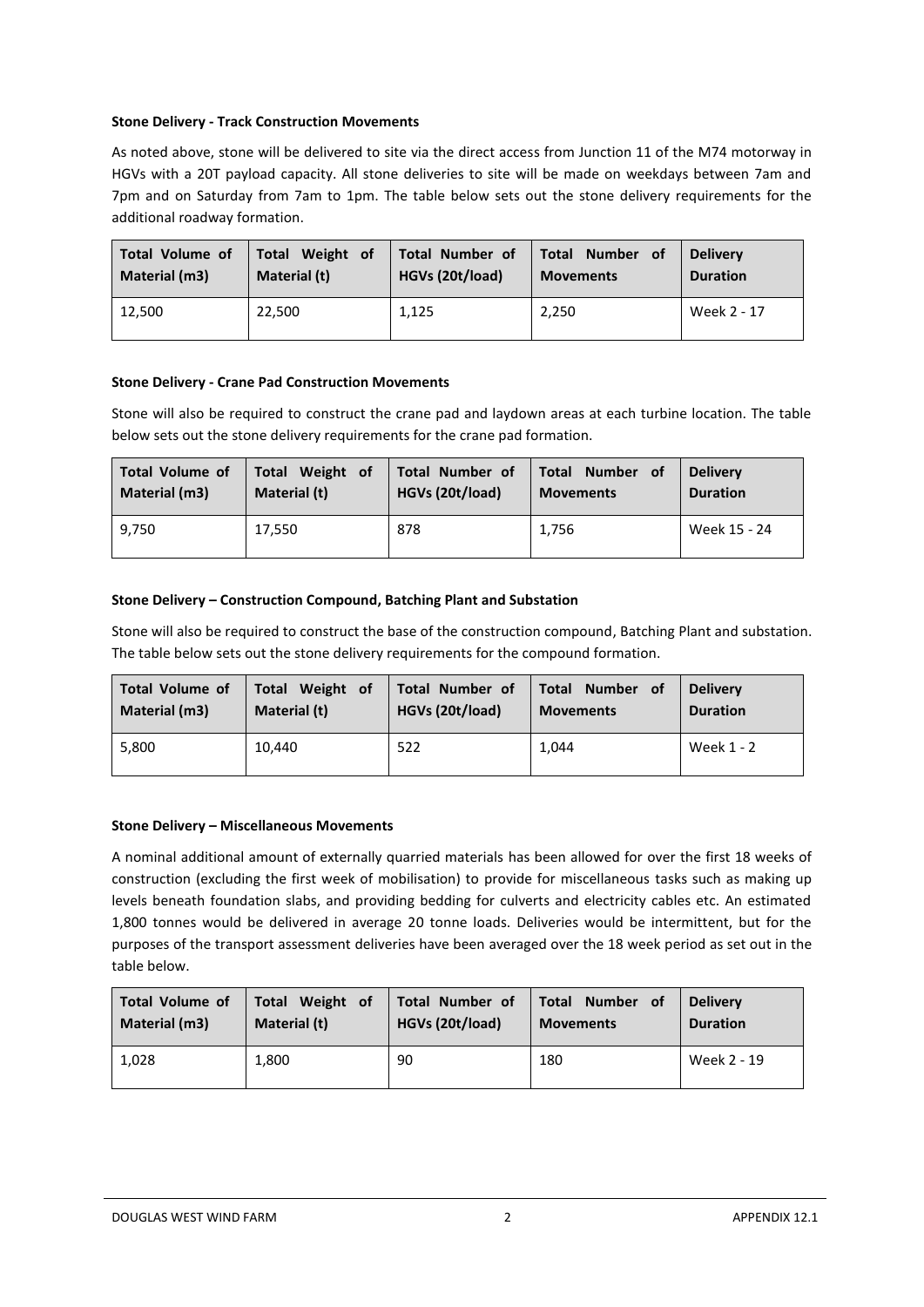**Stone Delivery - Track Construction Movements**

As noted above, stone will be delivered to site via the direct access from Junction 11 of the M74 motorway in HGVs with a 20T payload capacity. All stone deliveries to site will be made on weekdays between 7am and 7pm and on Saturday from 7am to 1pm. The table below sets out the stone delivery requirements for the additional roadway formation.

| Total Volume of Material (m3) | Total Weight of Material (t) | Total Number of HGVs (20t/load) | Total Number of Movements | Delivery Duration |
|---|---|---|---|---|
| 12,500 | 22,500 | 1,125 | 2,250 | Week 2 - 17 |

**Stone Delivery - Crane Pad Construction Movements**

Stone will also be required to construct the crane pad and laydown areas at each turbine location. The table below sets out the stone delivery requirements for the crane pad formation.

| Total Volume of Material (m3) | Total Weight of Material (t) | Total Number of HGVs (20t/load) | Total Number of Movements | Delivery Duration |
|---|---|---|---|---|
| 9,750 | 17,550 | 878 | 1,756 | Week 15 - 24 |

**Stone Delivery – Construction Compound, Batching Plant and Substation**

Stone will also be required to construct the base of the construction compound, Batching Plant and substation. The table below sets out the stone delivery requirements for the compound formation.

| Total Volume of Material (m3) | Total Weight of Material (t) | Total Number of HGVs (20t/load) | Total Number of Movements | Delivery Duration |
|---|---|---|---|---|
| 5,800 | 10,440 | 522 | 1,044 | Week 1 - 2 |

**Stone Delivery – Miscellaneous Movements**

A nominal additional amount of externally quarried materials has been allowed for over the first 18 weeks of construction (excluding the first week of mobilisation) to provide for miscellaneous tasks such as making up levels beneath foundation slabs, and providing bedding for culverts and electricity cables etc. An estimated 1,800 tonnes would be delivered in average 20 tonne loads. Deliveries would be intermittent, but for the purposes of the transport assessment deliveries have been averaged over the 18 week period as set out in the table below.

| Total Volume of Material (m3) | Total Weight of Material (t) | Total Number of HGVs (20t/load) | Total Number of Movements | Delivery Duration |
|---|---|---|---|---|
| 1,028 | 1,800 | 90 | 180 | Week 2 - 19 |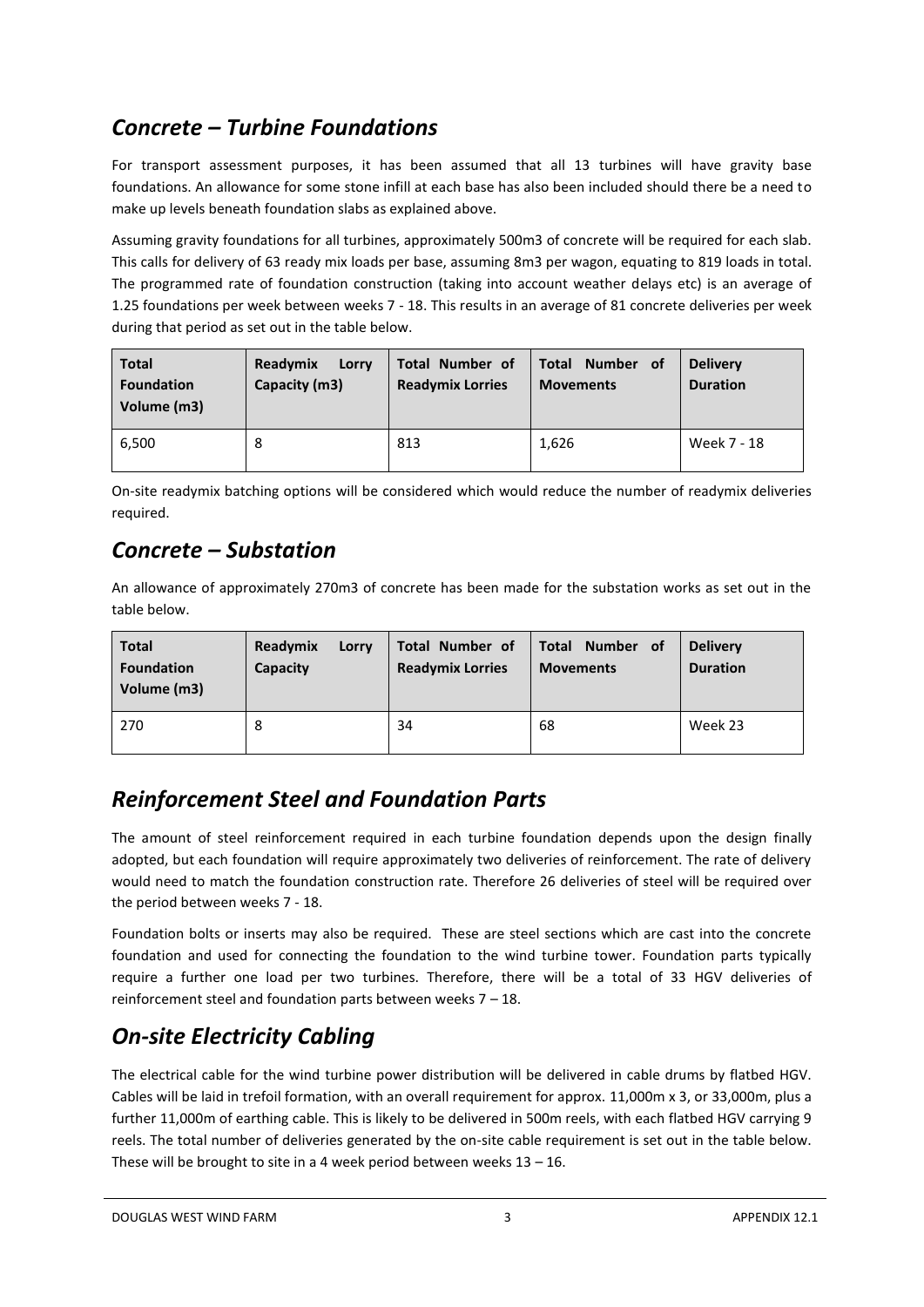## *Concrete – Turbine Foundations*

For transport assessment purposes, it has been assumed that all 13 turbines will have gravity base foundations. An allowance for some stone infill at each base has also been included should there be a need to make up levels beneath foundation slabs as explained above.

Assuming gravity foundations for all turbines, approximately 500m3 of concrete will be required for each slab. This calls for delivery of 63 ready mix loads per base, assuming 8m3 per wagon, equating to 819 loads in total. The programmed rate of foundation construction (taking into account weather delays etc) is an average of 1.25 foundations per week between weeks 7 - 18. This results in an average of 81 concrete deliveries per week during that period as set out in the table below.

| Total Foundation Volume (m3) | Readymix Lorry Capacity (m3) | Total Number of Readymix Lorries | Total Number of Movements | Delivery Duration |
|---|---|---|---|---|
| 6,500 | 8 | 813 | 1,626 | Week 7 - 18 |

On-site readymix batching options will be considered which would reduce the number of readymix deliveries required.

## *Concrete – Substation*

An allowance of approximately 270m3 of concrete has been made for the substation works as set out in the table below.

| Total Foundation Volume (m3) | Readymix Lorry Capacity | Total Number of Readymix Lorries | Total Number of Movements | Delivery Duration |
|---|---|---|---|---|
| 270 | 8 | 34 | 68 | Week 23 |

## *Reinforcement Steel and Foundation Parts*

The amount of steel reinforcement required in each turbine foundation depends upon the design finally adopted, but each foundation will require approximately two deliveries of reinforcement. The rate of delivery would need to match the foundation construction rate. Therefore 26 deliveries of steel will be required over the period between weeks 7 - 18.

Foundation bolts or inserts may also be required. These are steel sections which are cast into the concrete foundation and used for connecting the foundation to the wind turbine tower. Foundation parts typically require a further one load per two turbines. Therefore, there will be a total of 33 HGV deliveries of reinforcement steel and foundation parts between weeks 7 – 18.

## *On-site Electricity Cabling*

The electrical cable for the wind turbine power distribution will be delivered in cable drums by flatbed HGV. Cables will be laid in trefoil formation, with an overall requirement for approx. 11,000m x 3, or 33,000m, plus a further 11,000m of earthing cable. This is likely to be delivered in 500m reels, with each flatbed HGV carrying 9 reels. The total number of deliveries generated by the on-site cable requirement is set out in the table below. These will be brought to site in a 4 week period between weeks 13 – 16.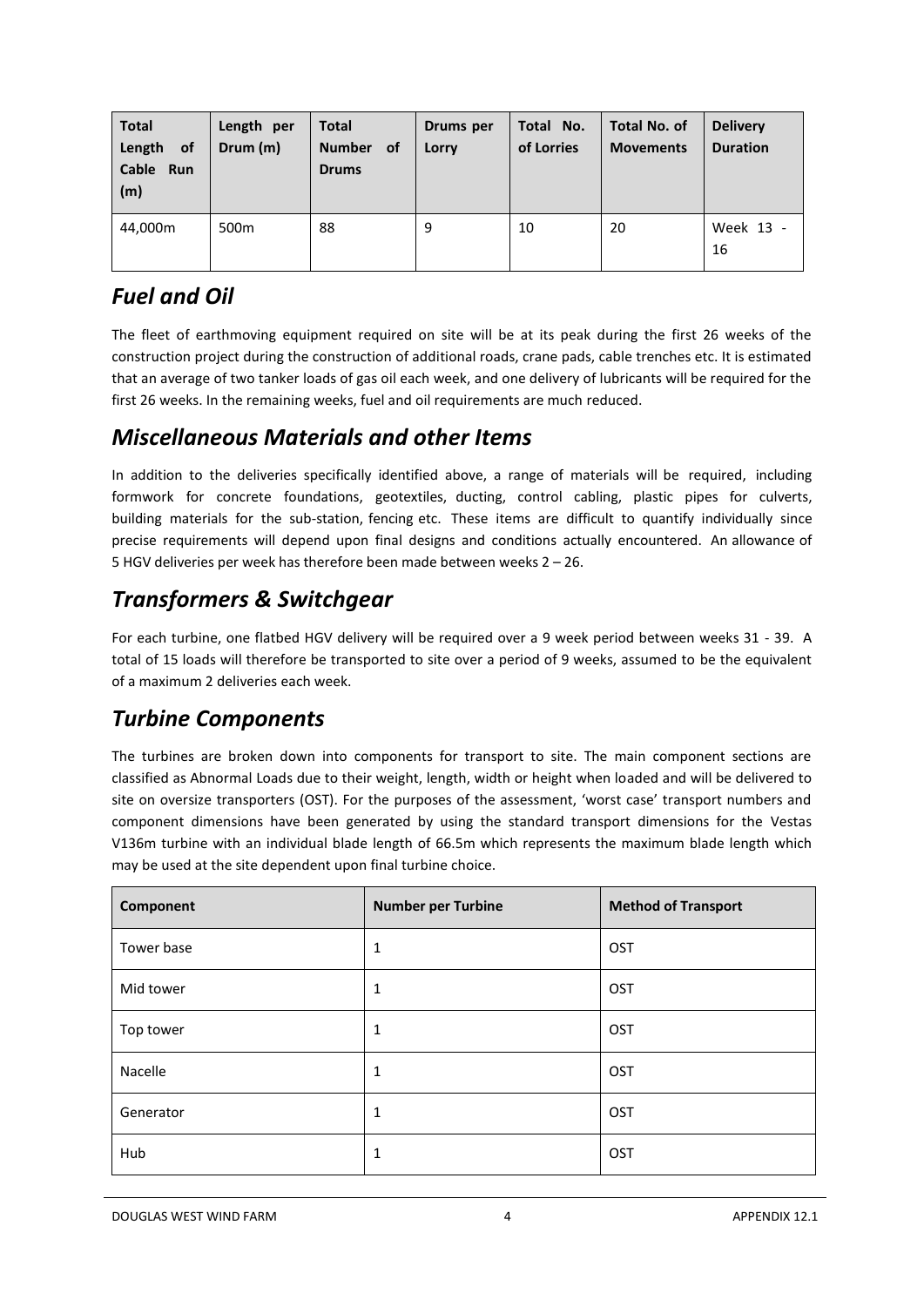| Total Length of Cable Run (m) | Length per Drum (m) | Total Number of Drums | Drums per Lorry | Total No. of Lorries | Total No. of Movements | Delivery Duration |
|---|---|---|---|---|---|---|
| 44,000m | 500m | 88 | 9 | 10 | 20 | Week 13 - 16 |

## *Fuel and Oil*

The fleet of earthmoving equipment required on site will be at its peak during the first 26 weeks of the construction project during the construction of additional roads, crane pads, cable trenches etc. It is estimated that an average of two tanker loads of gas oil each week, and one delivery of lubricants will be required for the first 26 weeks. In the remaining weeks, fuel and oil requirements are much reduced.

## *Miscellaneous Materials and other Items*

In addition to the deliveries specifically identified above, a range of materials will be required, including formwork for concrete foundations, geotextiles, ducting, control cabling, plastic pipes for culverts, building materials for the sub-station, fencing etc. These items are difficult to quantify individually since precise requirements will depend upon final designs and conditions actually encountered. An allowance of 5 HGV deliveries per week has therefore been made between weeks 2 – 26.

## *Transformers & Switchgear*

For each turbine, one flatbed HGV delivery will be required over a 9 week period between weeks 31 - 39. A total of 15 loads will therefore be transported to site over a period of 9 weeks, assumed to be the equivalent of a maximum 2 deliveries each week.

## *Turbine Components*

The turbines are broken down into components for transport to site. The main component sections are classified as Abnormal Loads due to their weight, length, width or height when loaded and will be delivered to site on oversize transporters (OST). For the purposes of the assessment, 'worst case' transport numbers and component dimensions have been generated by using the standard transport dimensions for the Vestas V136m turbine with an individual blade length of 66.5m which represents the maximum blade length which may be used at the site dependent upon final turbine choice.

| Component | Number per Turbine | Method of Transport |
|---|---|---|
| Tower base | 1 | OST |
| Mid tower | 1 | OST |
| Top tower | 1 | OST |
| Nacelle | 1 | OST |
| Generator | 1 | OST |
| Hub | 1 | OST |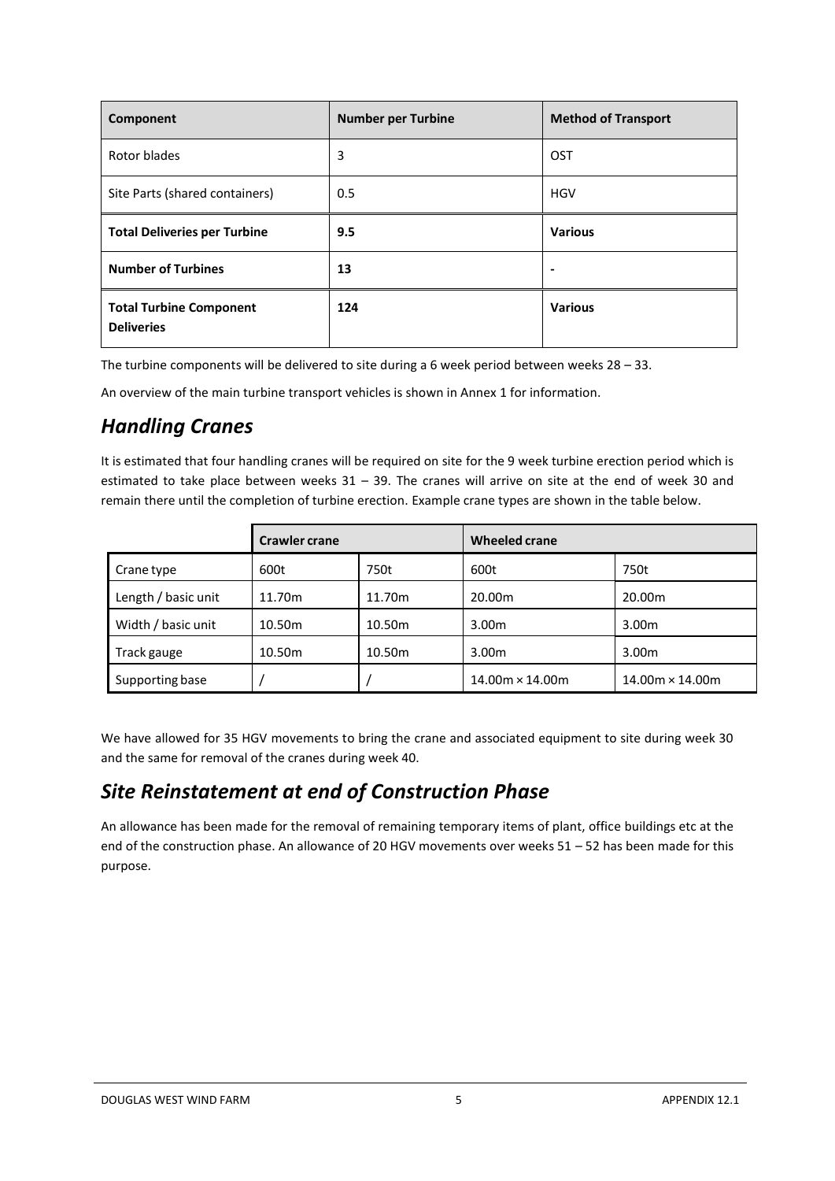| Component | Number per Turbine | Method of Transport |
|---|---|---|
| Rotor blades | 3 | OST |
| Site Parts (shared containers) | 0.5 | HGV |
| **Total Deliveries per Turbine** | **9.5** | **Various** |
| **Number of Turbines** | **13** | **-** |
| **Total Turbine Component Deliveries** | **124** | **Various** |

The turbine components will be delivered to site during a 6 week period between weeks 28 – 33.

An overview of the main turbine transport vehicles is shown in Annex 1 for information.

## *Handling Cranes*

It is estimated that four handling cranes will be required on site for the 9 week turbine erection period which is estimated to take place between weeks 31 – 39. The cranes will arrive on site at the end of week 30 and remain there until the completion of turbine erection. Example crane types are shown in the table below.

| | Crawler crane | | Wheeled crane | |
|---|---|---|---|---|
| Crane type | 600t | 750t | 600t | 750t |
| Length / basic unit | 11.70m | 11.70m | 20.00m | 20.00m |
| Width / basic unit | 10.50m | 10.50m | 3.00m | 3.00m |
| Track gauge | 10.50m | 10.50m | 3.00m | 3.00m |
| Supporting base | / | / | 14.00m × 14.00m | 14.00m × 14.00m |

We have allowed for 35 HGV movements to bring the crane and associated equipment to site during week 30 and the same for removal of the cranes during week 40.

## *Site Reinstatement at end of Construction Phase*

An allowance has been made for the removal of remaining temporary items of plant, office buildings etc at the end of the construction phase. An allowance of 20 HGV movements over weeks 51 – 52 has been made for this purpose.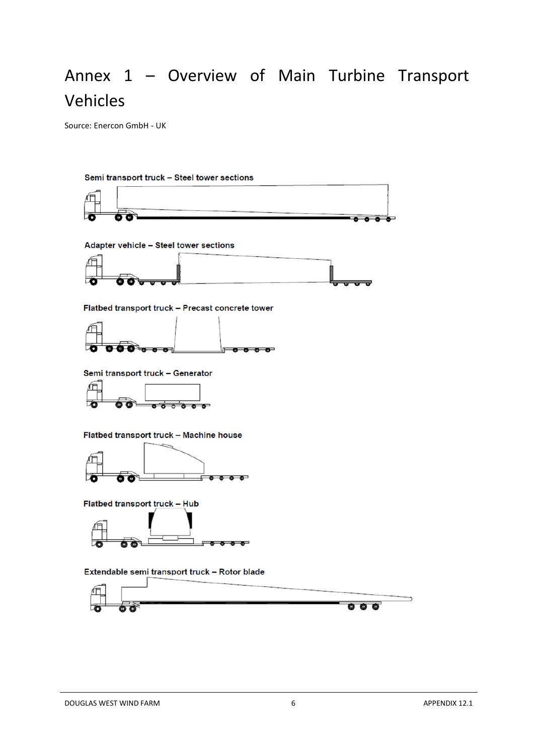# Annex 1 – Overview of Main Turbine Transport Vehicles

Source: Enercon GmbH - UK

Semi transport truck – Steel tower sections

Adapter vehicle – Steel tower sections

Flatbed transport truck – Precast concrete tower

Semi transport truck – Generator

Flatbed transport truck – Machine house

Flatbed transport truck – Hub

Extendable semi transport truck – Rotor blade